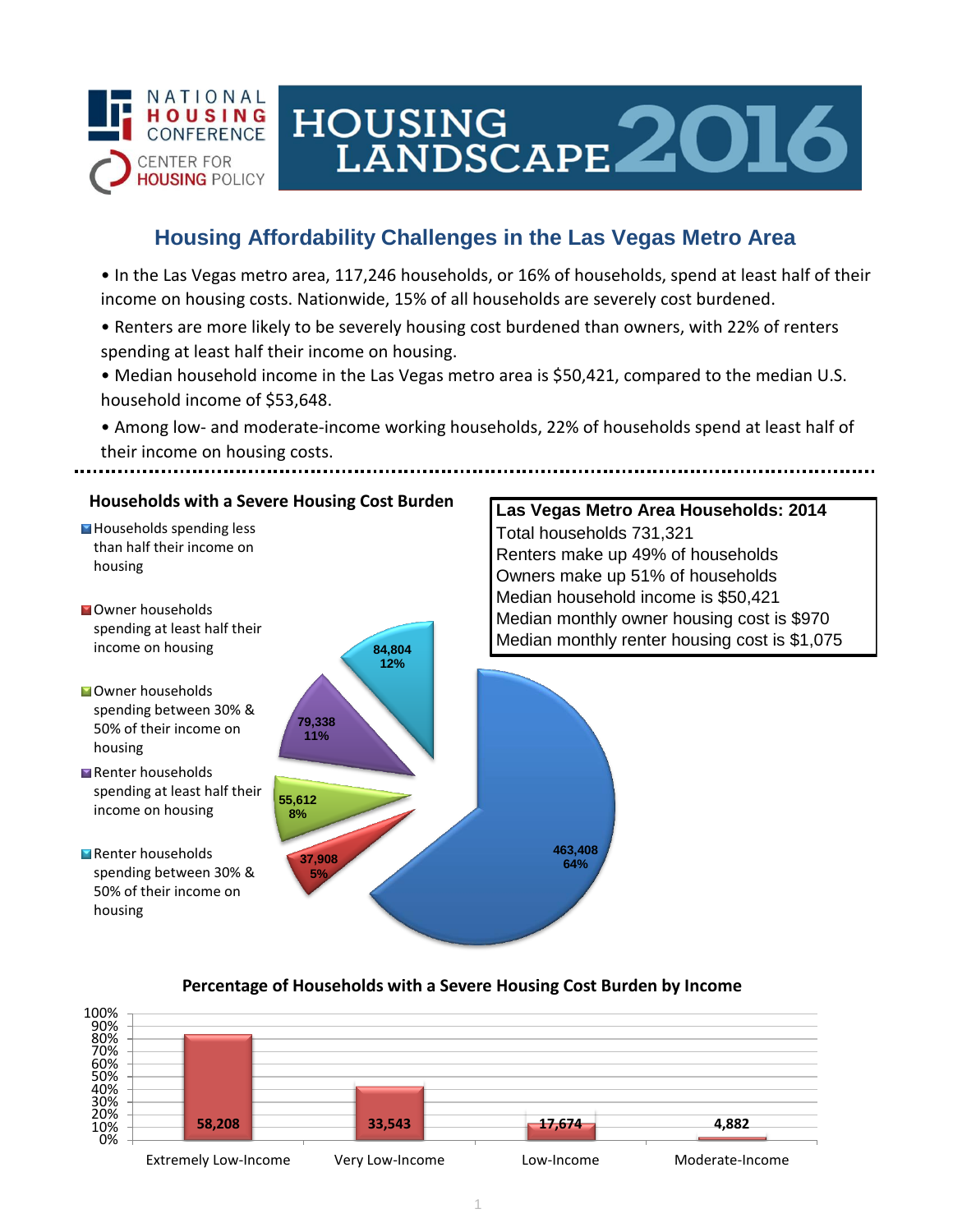NATIONAL HOUSING CONFERENCE

CENTER FOR HOUSING POLICY

# HOUSING LANDSCAPE 2016

## Housing Affordability Challenges in the Las Vegas Metro Area

- In the Las Vegas metro area, 117,246 households, or 16% of households, spend at least half of their income on housing costs. Nationwide, 15% of all households are severely cost burdened.
- Renters are more likely to be severely housing cost burdened than owners, with 22% of renters spending at least half their income on housing.
- Median household income in the Las Vegas metro area is $50,421, compared to the median U.S. household income of $53,648.
- Among low- and moderate-income working households, 22% of households spend at least half of their income on housing costs.

### Households with a Severe Housing Cost Burden

| Category | Households | Percent |
|---|---|---|
| Households spending less than half their income on housing | 463,408 | 64% |
| Owner households spending at least half their income on housing | 37,908 | 5% |
| Owner households spending between 30% & 50% of their income on housing | 55,612 | 8% |
| Renter households spending at least half their income on housing | 79,338 | 11% |
| Renter households spending between 30% & 50% of their income on housing | 84,804 | 12% |

### Las Vegas Metro Area Households: 2014

Total households 731,321
Renters make up 49% of households
Owners make up 51% of households
Median household income is $50,421
Median monthly owner housing cost is $970
Median monthly renter housing cost is $1,075

### Percentage of Households with a Severe Housing Cost Burden by Income

| Income Group | Households |
|---|---|
| Extremely Low-Income | 58,208 |
| Very Low-Income | 33,543 |
| Low-Income | 17,674 |
| Moderate-Income | 4,882 |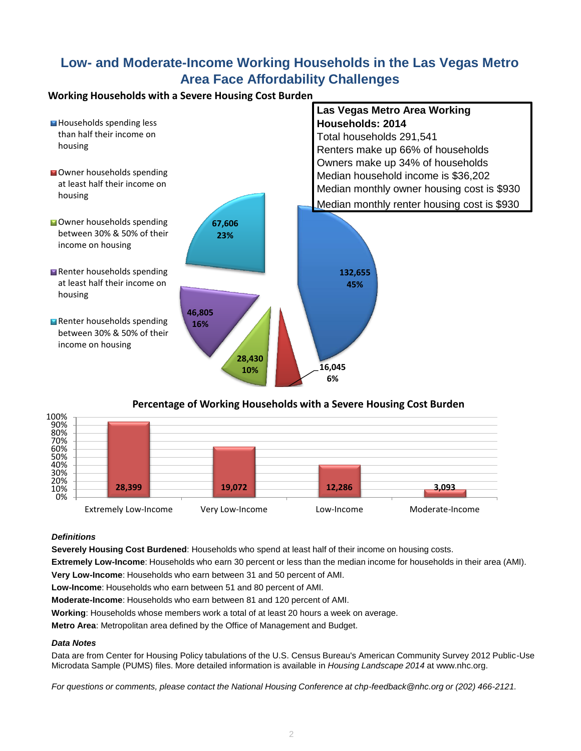# Low- and Moderate-Income Working Households in the Las Vegas Metro Area Face Affordability Challenges

## Working Households with a Severe Housing Cost Burden

Households spending less than half their income on housing

Owner households spending at least half their income on housing

Owner households spending between 30% & 50% of their income on housing

Renter households spending at least half their income on housing

Renter households spending between 30% & 50% of their income on housing

67,606
23%

132,655
45%

46,805
16%

28,430
10%

16,045
6%

**Las Vegas Metro Area Working Households: 2014**

Total households 291,541

Renters make up 66% of households

Owners make up 34% of households

Median household income is $36,202

Median monthly owner housing cost is $930

Median monthly renter housing cost is $930

## Percentage of Working Households with a Severe Housing Cost Burden

100%
90%
80%
70%
60%
50%
40%
30%
20%
10%
0%

28,399
19,072
12,286
3,093

Extremely Low-Income
Very Low-Income
Low-Income
Moderate-Income

### *Definitions*

**Severely Housing Cost Burdened**: Households who spend at least half of their income on housing costs.

**Extremely Low-Income**: Households who earn 30 percent or less than the median income for households in their area (AMI).

**Very Low-Income**: Households who earn between 31 and 50 percent of AMI.

**Low-Income**: Households who earn between 51 and 80 percent of AMI.

**Moderate-Income**: Households who earn between 81 and 120 percent of AMI.

**Working**: Households whose members work a total of at least 20 hours a week on average.

**Metro Area**: Metropolitan area defined by the Office of Management and Budget.

### *Data Notes*

Data are from Center for Housing Policy tabulations of the U.S. Census Bureau's American Community Survey 2012 Public-Use Microdata Sample (PUMS) files. More detailed information is available in *Housing Landscape 2014* at www.nhc.org.

*For questions or comments, please contact the National Housing Conference at chp-feedback@nhc.org or (202) 466-2121.*